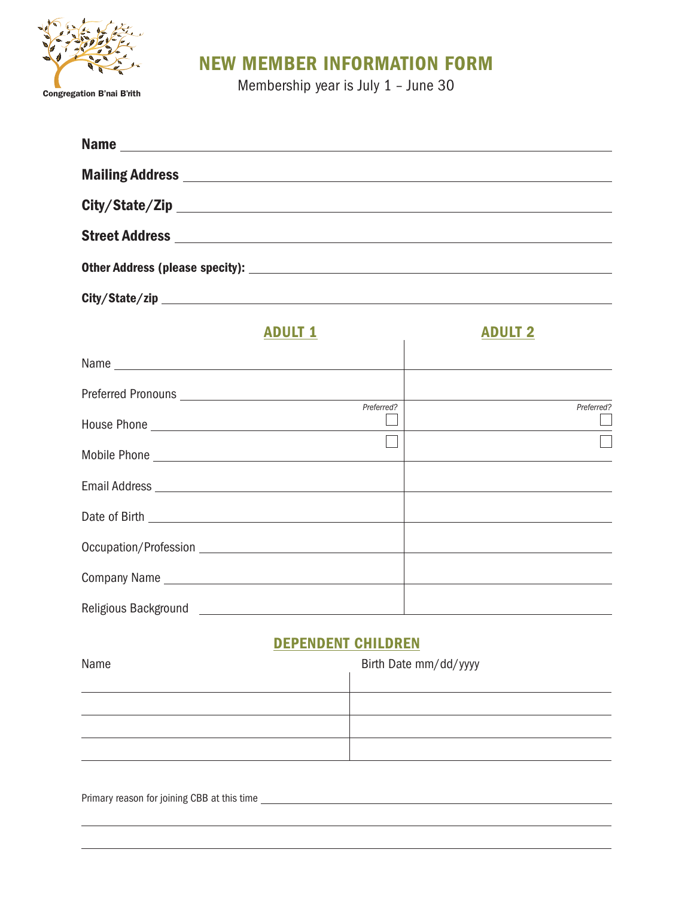Congregation B'nai B'rith

# NEW MEMBER INFORMATION FORM

Membership year is July 1 – June 30

**Name** \_\_\_\_\_\_\_\_\_\_\_\_\_\_\_\_\_\_\_\_

**Mailing Address** \_\_\_\_\_\_\_\_\_\_\_\_\_\_\_\_\_\_\_\_

**City/State/Zip** \_\_\_\_\_\_\_\_\_\_\_\_\_\_\_\_\_\_\_\_

**Street Address** \_\_\_\_\_\_\_\_\_\_\_\_\_\_\_\_\_\_\_\_

**Other Address (please specity):** \_\_\_\_\_\_\_\_\_\_\_\_\_\_\_\_\_\_\_\_

**City/State/zip** \_\_\_\_\_\_\_\_\_\_\_\_\_\_\_\_\_\_\_\_

| | ADULT 1 | ADULT 2 |
|---|---|---|
| Name | | |
| Preferred Pronouns | | |
| House Phone | *Preferred?* ☐ | *Preferred?* ☐ |
| Mobile Phone | ☐ | ☐ |
| Email Address | | |
| Date of Birth | | |
| Occupation/Profession | | |
| Company Name | | |
| Religious Background | | |

## DEPENDENT CHILDREN

| Name | Birth Date mm/dd/yyyy |
|---|---|
| | |
| | |
| | |
| | |

Primary reason for joining CBB at this time \_\_\_\_\_\_\_\_\_\_\_\_\_\_\_\_\_\_\_\_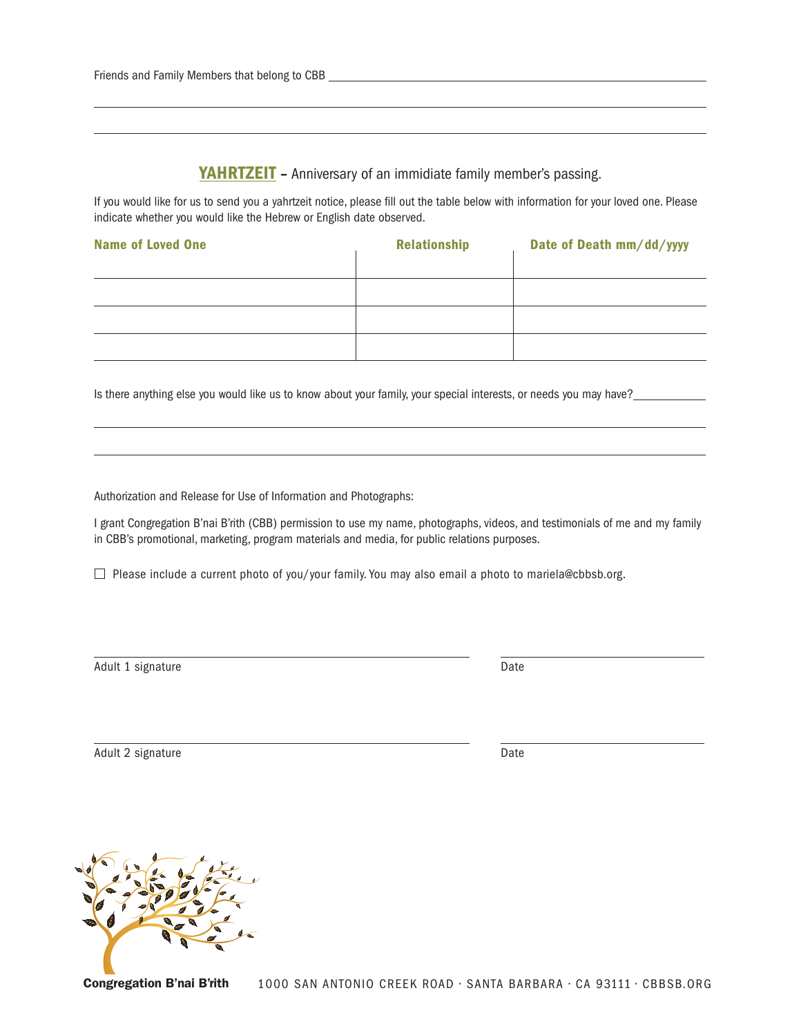Friends and Family Members that belong to CBB ______________________________________________

____________________________________________________________________________

____________________________________________________________________________

## YAHRTZEIT – Anniversary of an immidiate family member's passing.

If you would like for us to send you a yahrtzeit notice, please fill out the table below with information for your loved one. Please indicate whether you would like the Hebrew or English date observed.

| Name of Loved One | Relationship | Date of Death mm/dd/yyyy |
|---|---|---|
| | | |
| | | |
| | | |
| | | |

Is there anything else you would like us to know about your family, your special interests, or needs you may have? ____________

____________________________________________________________________________

____________________________________________________________________________

Authorization and Release for Use of Information and Photographs:

I grant Congregation B'nai B'rith (CBB) permission to use my name, photographs, videos, and testimonials of me and my family in CBB's promotional, marketing, program materials and media, for public relations purposes.

☐ Please include a current photo of you/your family. You may also email a photo to mariela@cbbsb.org.

______________________________________ ______________________

Adult 1 signature Date

______________________________________ ______________________

Adult 2 signature Date

**Congregation B'nai B'rith** 1000 SAN ANTONIO CREEK ROAD · SANTA BARBARA · CA 93111 · CBBSB.ORG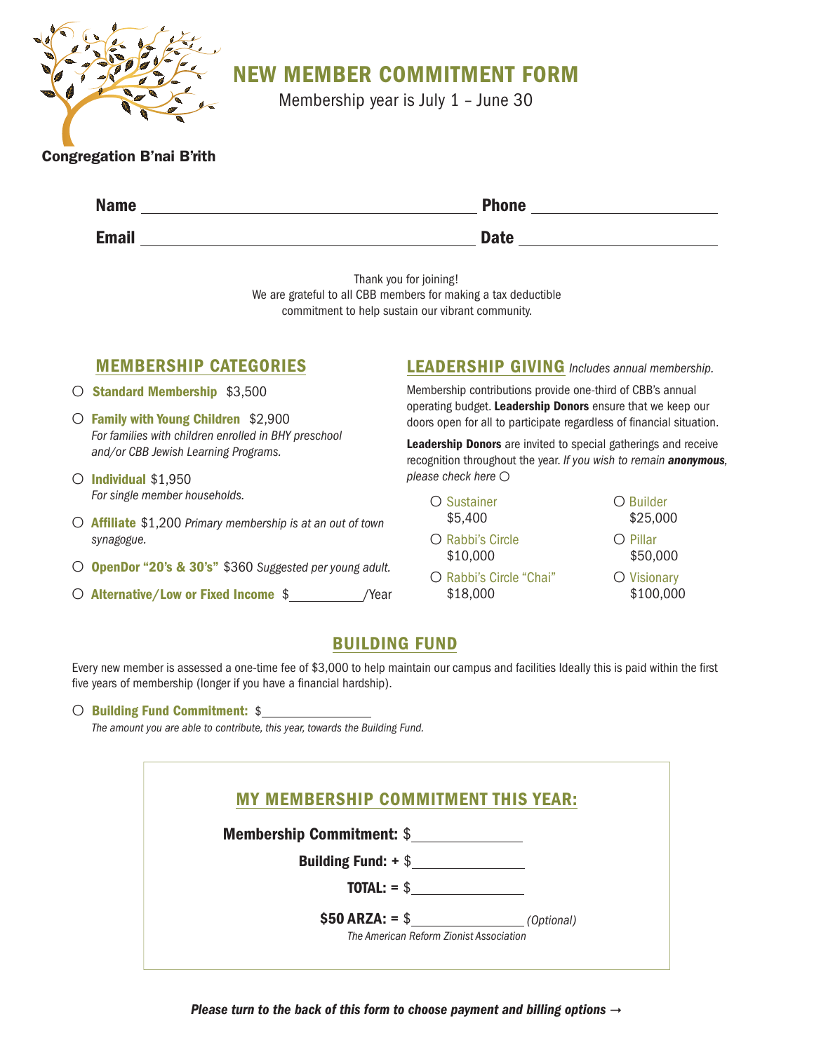Congregation B'nai B'rith

# NEW MEMBER COMMITMENT FORM

Membership year is July 1 – June 30

**Name** ______________________________ **Phone** ____________________

**Email** ______________________________ **Date** ____________________

Thank you for joining!
We are grateful to all CBB members for making a tax deductible commitment to help sustain our vibrant community.

## MEMBERSHIP CATEGORIES

- ○ **Standard Membership** $3,500
- ○ **Family with Young Children** $2,900
  *For families with children enrolled in BHY preschool and/or CBB Jewish Learning Programs.*
- ○ **Individual** $1,950
  *For single member households.*
- ○ **Affiliate** $1,200 *Primary membership is at an out of town synagogue.*
- ○ **OpenDor "20's & 30's"** $360 *Suggested per young adult.*
- ○ **Alternative/Low or Fixed Income** $__________/Year

## LEADERSHIP GIVING *Includes annual membership.*

Membership contributions provide one-third of CBB's annual operating budget. **Leadership Donors** ensure that we keep our doors open for all to participate regardless of financial situation.

**Leadership Donors** are invited to special gatherings and receive recognition throughout the year. *If you wish to remain* ***anonymous****, please check here* ○

- ○ Sustainer $5,400
- ○ Rabbi's Circle $10,000
- ○ Rabbi's Circle "Chai" $18,000
- ○ Builder $25,000
- ○ Pillar $50,000
- ○ Visionary $100,000

## BUILDING FUND

Every new member is assessed a one-time fee of $3,000 to help maintain our campus and facilities Ideally this is paid within the first five years of membership (longer if you have a financial hardship).

○ **Building Fund Commitment:** $______________
*The amount you are able to contribute, this year, towards the Building Fund.*

## MY MEMBERSHIP COMMITMENT THIS YEAR:

**Membership Commitment:** $______________

**Building Fund: +** $______________

**TOTAL: =** $______________

**$50 ARZA: =** $______________ *(Optional)*
*The American Reform Zionist Association*

***Please turn to the back of this form to choose payment and billing options →***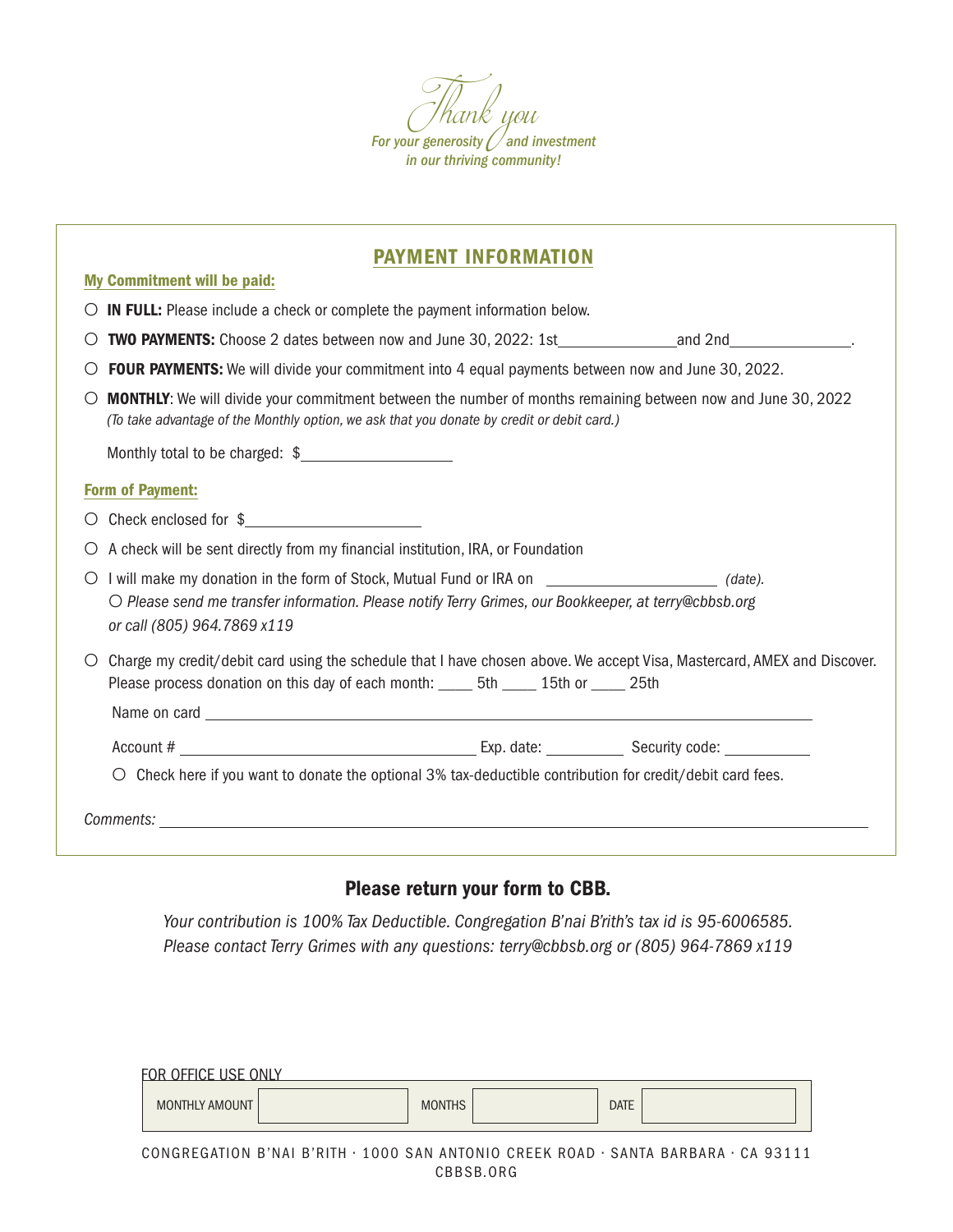*Thank you*

*For your generosity and investment in our thriving community!*

## PAYMENT INFORMATION

**My Commitment will be paid:**

○ **IN FULL:** Please include a check or complete the payment information below.

○ **TWO PAYMENTS:** Choose 2 dates between now and June 30, 2022: 1st_______________and 2nd_______________.

○ **FOUR PAYMENTS:** We will divide your commitment into 4 equal payments between now and June 30, 2022.

○ **MONTHLY**: We will divide your commitment between the number of months remaining between now and June 30, 2022
*(To take advantage of the Monthly option, we ask that you donate by credit or debit card.)*

Monthly total to be charged: $___________________

**Form of Payment:**

○ Check enclosed for $______________________

○ A check will be sent directly from my financial institution, IRA, or Foundation

○ I will make my donation in the form of Stock, Mutual Fund or IRA on ______________________ *(date).*
○ *Please send me transfer information. Please notify Terry Grimes, our Bookkeeper, at terry@cbbsb.org or call (805) 964.7869 x119*

○ Charge my credit/debit card using the schedule that I have chosen above. We accept Visa, Mastercard, AMEX and Discover.
Please process donation on this day of each month: _____ 5th _____ 15th or _____ 25th

Name on card ______________________________________________________________________

Account # _____________________________________ Exp. date: __________ Security code: ___________

○ Check here if you want to donate the optional 3% tax-deductible contribution for credit/debit card fees.

*Comments:* ______________________________________________________________________________

### Please return your form to CBB.

*Your contribution is 100% Tax Deductible. Congregation B'nai B'rith's tax id is 95-6006585.*
*Please contact Terry Grimes with any questions: terry@cbbsb.org or (805) 964-7869 x119*

FOR OFFICE USE ONLY

| MONTHLY AMOUNT | | MONTHS | | DATE | |
|---|---|---|---|---|---|

CONGREGATION B'NAI B'RITH · 1000 SAN ANTONIO CREEK ROAD · SANTA BARBARA · CA 93111
CBBSB.ORG